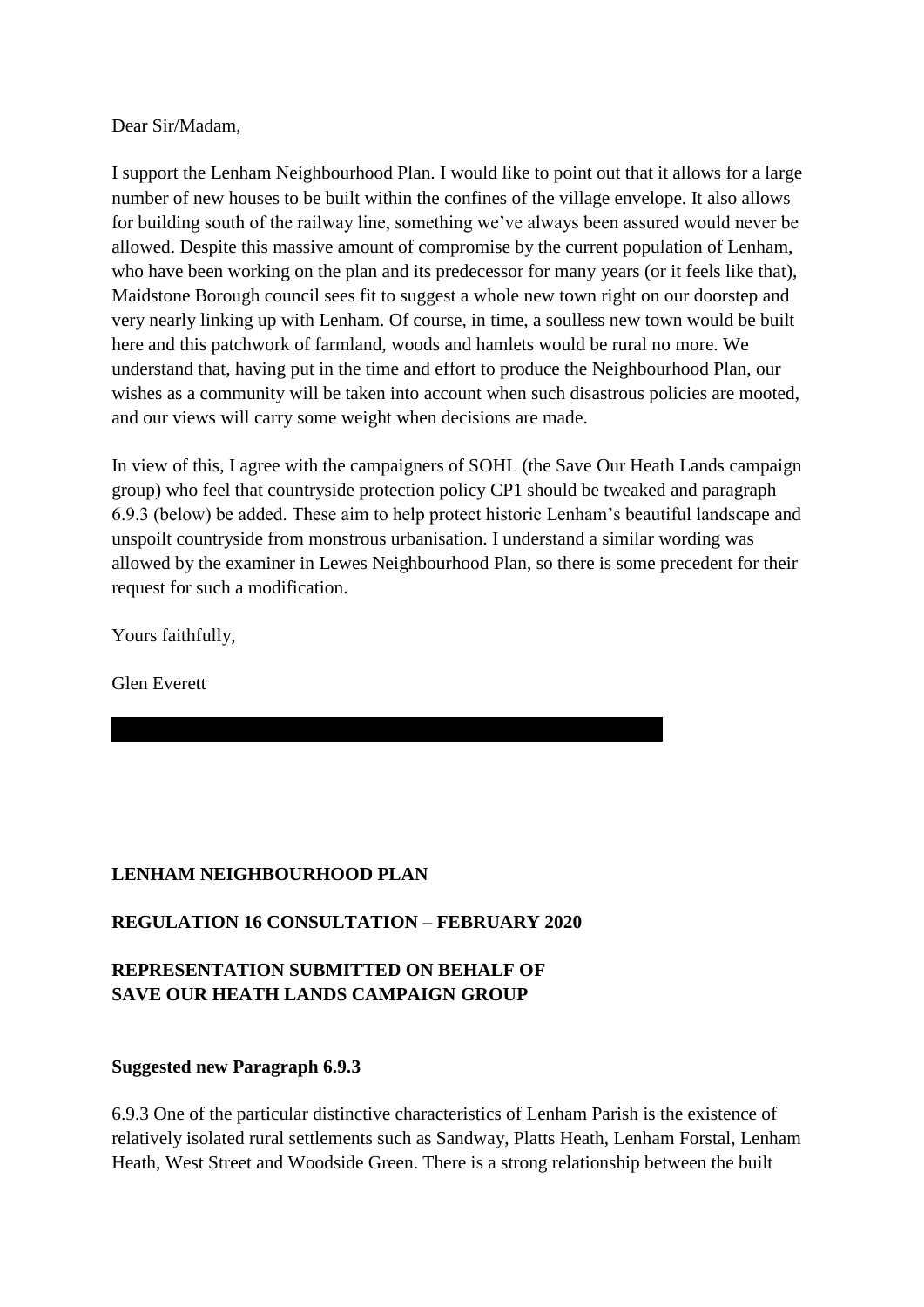Dear Sir/Madam,

I support the Lenham Neighbourhood Plan. I would like to point out that it allows for a large number of new houses to be built within the confines of the village envelope. It also allows for building south of the railway line, something we've always been assured would never be allowed. Despite this massive amount of compromise by the current population of Lenham, who have been working on the plan and its predecessor for many years (or it feels like that), Maidstone Borough council sees fit to suggest a whole new town right on our doorstep and very nearly linking up with Lenham. Of course, in time, a soulless new town would be built here and this patchwork of farmland, woods and hamlets would be rural no more. We understand that, having put in the time and effort to produce the Neighbourhood Plan, our wishes as a community will be taken into account when such disastrous policies are mooted, and our views will carry some weight when decisions are made.

In view of this, I agree with the campaigners of SOHL (the Save Our Heath Lands campaign group) who feel that countryside protection policy CP1 should be tweaked and paragraph 6.9.3 (below) be added. These aim to help protect historic Lenham's beautiful landscape and unspoilt countryside from monstrous urbanisation. I understand a similar wording was allowed by the examiner in Lewes Neighbourhood Plan, so there is some precedent for their request for such a modification.

Yours faithfully,

Glen Everett

**LENHAM NEIGHBOURHOOD PLAN**

**REGULATION 16 CONSULTATION – FEBRUARY 2020**

**REPRESENTATION SUBMITTED ON BEHALF OF SAVE OUR HEATH LANDS CAMPAIGN GROUP**

**Suggested new Paragraph 6.9.3**

6.9.3 One of the particular distinctive characteristics of Lenham Parish is the existence of relatively isolated rural settlements such as Sandway, Platts Heath, Lenham Forstal, Lenham Heath, West Street and Woodside Green. There is a strong relationship between the built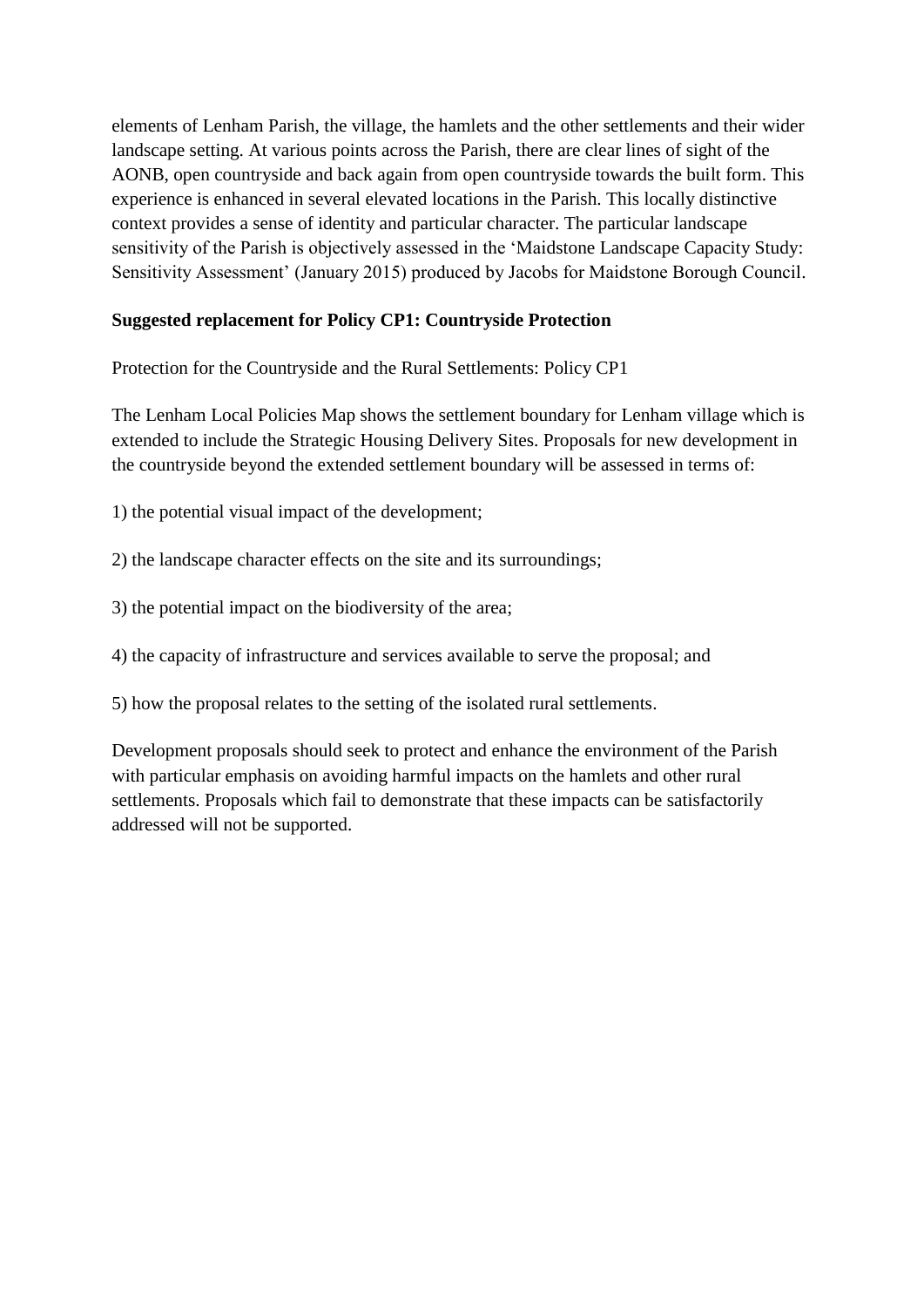elements of Lenham Parish, the village, the hamlets and the other settlements and their wider landscape setting. At various points across the Parish, there are clear lines of sight of the AONB, open countryside and back again from open countryside towards the built form. This experience is enhanced in several elevated locations in the Parish. This locally distinctive context provides a sense of identity and particular character. The particular landscape sensitivity of the Parish is objectively assessed in the 'Maidstone Landscape Capacity Study: Sensitivity Assessment' (January 2015) produced by Jacobs for Maidstone Borough Council.

**Suggested replacement for Policy CP1: Countryside Protection**

Protection for the Countryside and the Rural Settlements: Policy CP1

The Lenham Local Policies Map shows the settlement boundary for Lenham village which is extended to include the Strategic Housing Delivery Sites. Proposals for new development in the countryside beyond the extended settlement boundary will be assessed in terms of:

1) the potential visual impact of the development;

2) the landscape character effects on the site and its surroundings;

3) the potential impact on the biodiversity of the area;

4) the capacity of infrastructure and services available to serve the proposal; and

5) how the proposal relates to the setting of the isolated rural settlements.

Development proposals should seek to protect and enhance the environment of the Parish with particular emphasis on avoiding harmful impacts on the hamlets and other rural settlements. Proposals which fail to demonstrate that these impacts can be satisfactorily addressed will not be supported.